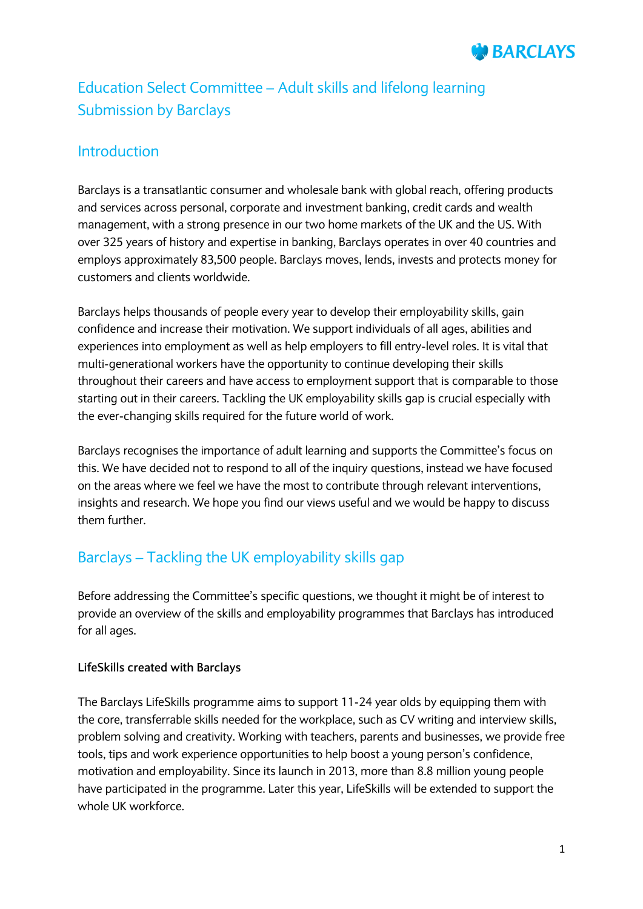# Education Select Committee – Adult skills and lifelong learning Submission by Barclays

## Introduction

Barclays is a transatlantic consumer and wholesale bank with global reach, offering products and services across personal, corporate and investment banking, credit cards and wealth management, with a strong presence in our two home markets of the UK and the US. With over 325 years of history and expertise in banking, Barclays operates in over 40 countries and employs approximately 83,500 people. Barclays moves, lends, invests and protects money for customers and clients worldwide.

Barclays helps thousands of people every year to develop their employability skills, gain confidence and increase their motivation. We support individuals of all ages, abilities and experiences into employment as well as help employers to fill entry-level roles. It is vital that multi-generational workers have the opportunity to continue developing their skills throughout their careers and have access to employment support that is comparable to those starting out in their careers. Tackling the UK employability skills gap is crucial especially with the ever-changing skills required for the future world of work.

Barclays recognises the importance of adult learning and supports the Committee's focus on this. We have decided not to respond to all of the inquiry questions, instead we have focused on the areas where we feel we have the most to contribute through relevant interventions, insights and research. We hope you find our views useful and we would be happy to discuss them further.

## Barclays – Tackling the UK employability skills gap

Before addressing the Committee's specific questions, we thought it might be of interest to provide an overview of the skills and employability programmes that Barclays has introduced for all ages.

**LifeSkills created with Barclays**

The Barclays LifeSkills programme aims to support 11-24 year olds by equipping them with the core, transferrable skills needed for the workplace, such as CV writing and interview skills, problem solving and creativity. Working with teachers, parents and businesses, we provide free tools, tips and work experience opportunities to help boost a young person's confidence, motivation and employability. Since its launch in 2013, more than 8.8 million young people have participated in the programme. Later this year, LifeSkills will be extended to support the whole UK workforce.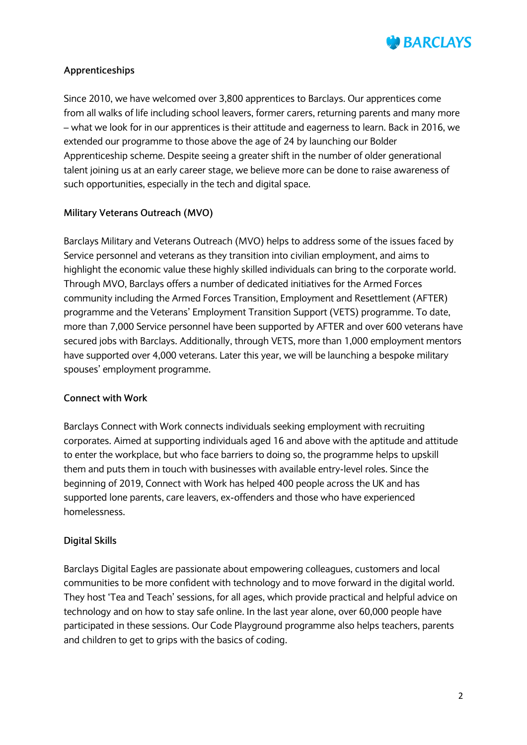## Apprenticeships

Since 2010, we have welcomed over 3,800 apprentices to Barclays. Our apprentices come from all walks of life including school leavers, former carers, returning parents and many more – what we look for in our apprentices is their attitude and eagerness to learn. Back in 2016, we extended our programme to those above the age of 24 by launching our Bolder Apprenticeship scheme. Despite seeing a greater shift in the number of older generational talent joining us at an early career stage, we believe more can be done to raise awareness of such opportunities, especially in the tech and digital space.

## Military Veterans Outreach (MVO)

Barclays Military and Veterans Outreach (MVO) helps to address some of the issues faced by Service personnel and veterans as they transition into civilian employment, and aims to highlight the economic value these highly skilled individuals can bring to the corporate world. Through MVO, Barclays offers a number of dedicated initiatives for the Armed Forces community including the Armed Forces Transition, Employment and Resettlement (AFTER) programme and the Veterans' Employment Transition Support (VETS) programme. To date, more than 7,000 Service personnel have been supported by AFTER and over 600 veterans have secured jobs with Barclays. Additionally, through VETS, more than 1,000 employment mentors have supported over 4,000 veterans. Later this year, we will be launching a bespoke military spouses' employment programme.

## Connect with Work

Barclays Connect with Work connects individuals seeking employment with recruiting corporates. Aimed at supporting individuals aged 16 and above with the aptitude and attitude to enter the workplace, but who face barriers to doing so, the programme helps to upskill them and puts them in touch with businesses with available entry-level roles. Since the beginning of 2019, Connect with Work has helped 400 people across the UK and has supported lone parents, care leavers, ex-offenders and those who have experienced homelessness.

## Digital Skills

Barclays Digital Eagles are passionate about empowering colleagues, customers and local communities to be more confident with technology and to move forward in the digital world. They host 'Tea and Teach' sessions, for all ages, which provide practical and helpful advice on technology and on how to stay safe online. In the last year alone, over 60,000 people have participated in these sessions. Our Code Playground programme also helps teachers, parents and children to get to grips with the basics of coding.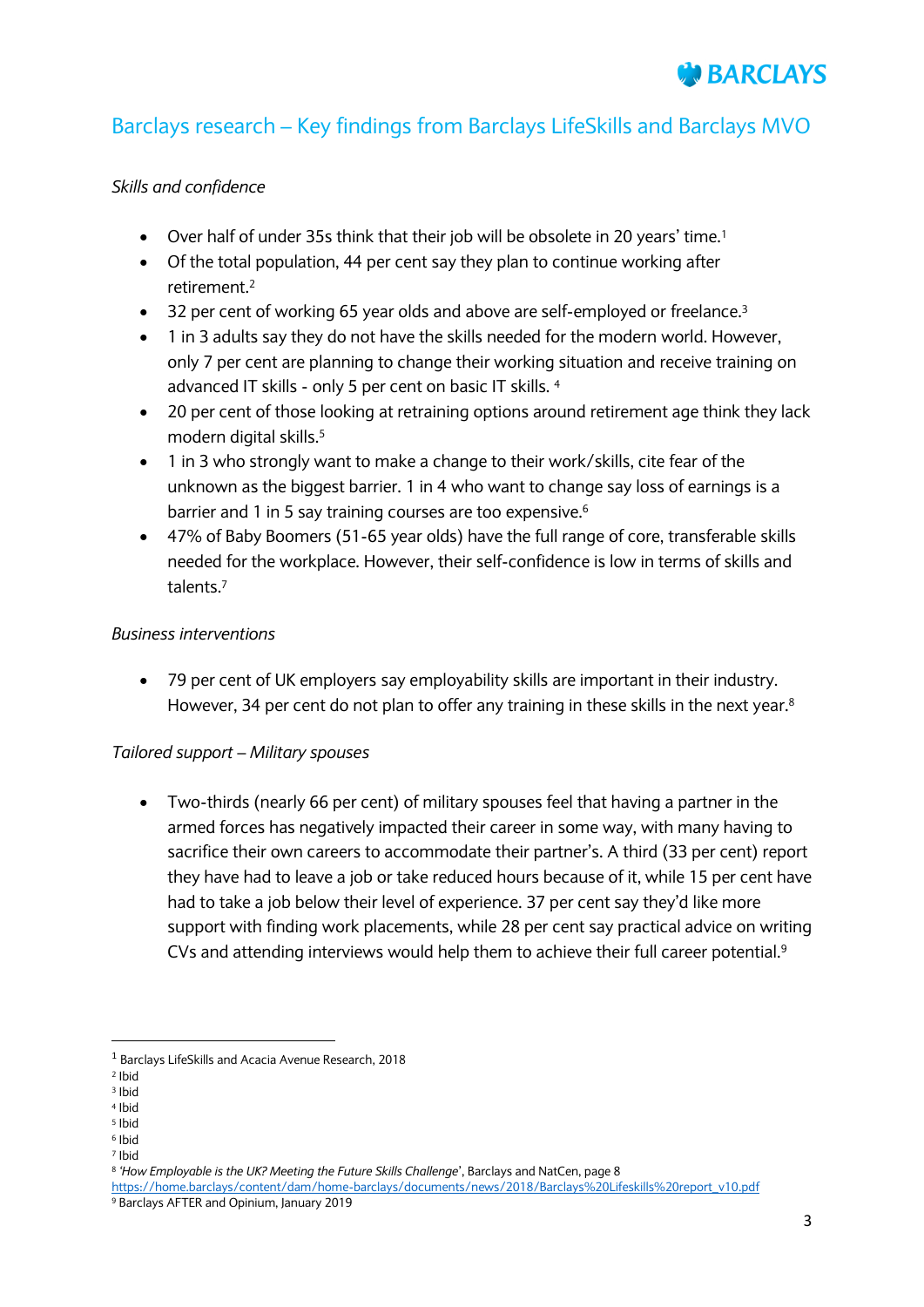## Barclays research – Key findings from Barclays LifeSkills and Barclays MVO

*Skills and confidence*

- Over half of under 35s think that their job will be obsolete in 20 years' time.[1]
- Of the total population, 44 per cent say they plan to continue working after retirement.[2]
- 32 per cent of working 65 year olds and above are self-employed or freelance.[3]
- 1 in 3 adults say they do not have the skills needed for the modern world. However, only 7 per cent are planning to change their working situation and receive training on advanced IT skills - only 5 per cent on basic IT skills. [4]
- 20 per cent of those looking at retraining options around retirement age think they lack modern digital skills.[5]
- 1 in 3 who strongly want to make a change to their work/skills, cite fear of the unknown as the biggest barrier. 1 in 4 who want to change say loss of earnings is a barrier and 1 in 5 say training courses are too expensive.[6]
- 47% of Baby Boomers (51-65 year olds) have the full range of core, transferable skills needed for the workplace. However, their self-confidence is low in terms of skills and talents.[7]

*Business interventions*

- 79 per cent of UK employers say employability skills are important in their industry. However, 34 per cent do not plan to offer any training in these skills in the next year.[8]

*Tailored support – Military spouses*

- Two-thirds (nearly 66 per cent) of military spouses feel that having a partner in the armed forces has negatively impacted their career in some way, with many having to sacrifice their own careers to accommodate their partner's. A third (33 per cent) report they have had to leave a job or take reduced hours because of it, while 15 per cent have had to take a job below their level of experience. 37 per cent say they'd like more support with finding work placements, while 28 per cent say practical advice on writing CVs and attending interviews would help them to achieve their full career potential.[9]

---

[1] Barclays LifeSkills and Acacia Avenue Research, 2018
[2] Ibid
[3] Ibid
[4] Ibid
[5] Ibid
[6] Ibid
[7] Ibid
[8] *'How Employable is the UK? Meeting the Future Skills Challenge'*, Barclays and NatCen, page 8 https://home.barclays/content/dam/home-barclays/documents/news/2018/Barclays%20Lifeskills%20report_v10.pdf
[9] Barclays AFTER and Opinium, January 2019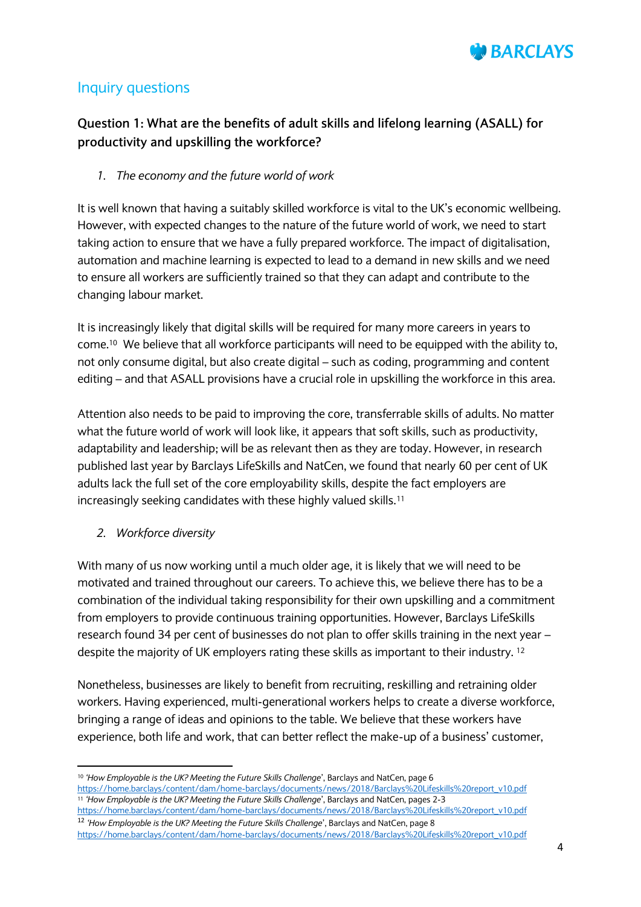## Inquiry questions

### Question 1: What are the benefits of adult skills and lifelong learning (ASALL) for productivity and upskilling the workforce?

1. *The economy and the future world of work*

It is well known that having a suitably skilled workforce is vital to the UK's economic wellbeing. However, with expected changes to the nature of the future world of work, we need to start taking action to ensure that we have a fully prepared workforce. The impact of digitalisation, automation and machine learning is expected to lead to a demand in new skills and we need to ensure all workers are sufficiently trained so that they can adapt and contribute to the changing labour market.

It is increasingly likely that digital skills will be required for many more careers in years to come.[10] We believe that all workforce participants will need to be equipped with the ability to, not only consume digital, but also create digital – such as coding, programming and content editing – and that ASALL provisions have a crucial role in upskilling the workforce in this area.

Attention also needs to be paid to improving the core, transferrable skills of adults. No matter what the future world of work will look like, it appears that soft skills, such as productivity, adaptability and leadership; will be as relevant then as they are today. However, in research published last year by Barclays LifeSkills and NatCen, we found that nearly 60 per cent of UK adults lack the full set of the core employability skills, despite the fact employers are increasingly seeking candidates with these highly valued skills.[11]

2. *Workforce diversity*

With many of us now working until a much older age, it is likely that we will need to be motivated and trained throughout our careers. To achieve this, we believe there has to be a combination of the individual taking responsibility for their own upskilling and a commitment from employers to provide continuous training opportunities. However, Barclays LifeSkills research found 34 per cent of businesses do not plan to offer skills training in the next year – despite the majority of UK employers rating these skills as important to their industry.[12]

Nonetheless, businesses are likely to benefit from recruiting, reskilling and retraining older workers. Having experienced, multi-generational workers helps to create a diverse workforce, bringing a range of ideas and opinions to the table. We believe that these workers have experience, both life and work, that can better reflect the make-up of a business' customer,

---

[10] *'How Employable is the UK? Meeting the Future Skills Challenge'*, Barclays and NatCen, page 6 https://home.barclays/content/dam/home-barclays/documents/news/2018/Barclays%20Lifeskills%20report_v10.pdf

[11] *'How Employable is the UK? Meeting the Future Skills Challenge'*, Barclays and NatCen, pages 2-3 https://home.barclays/content/dam/home-barclays/documents/news/2018/Barclays%20Lifeskills%20report_v10.pdf

[12] *'How Employable is the UK? Meeting the Future Skills Challenge'*, Barclays and NatCen, page 8 https://home.barclays/content/dam/home-barclays/documents/news/2018/Barclays%20Lifeskills%20report_v10.pdf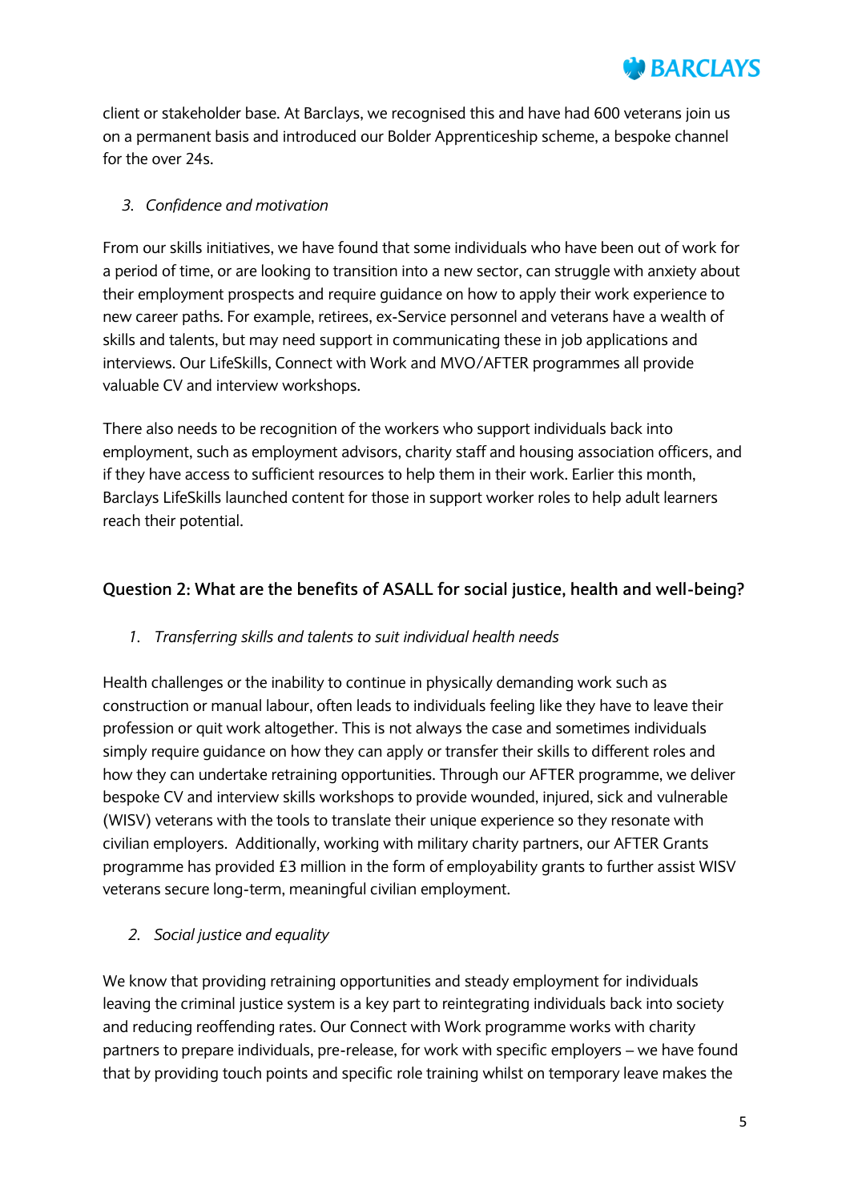client or stakeholder base. At Barclays, we recognised this and have had 600 veterans join us on a permanent basis and introduced our Bolder Apprenticeship scheme, a bespoke channel for the over 24s.

3. *Confidence and motivation*

From our skills initiatives, we have found that some individuals who have been out of work for a period of time, or are looking to transition into a new sector, can struggle with anxiety about their employment prospects and require guidance on how to apply their work experience to new career paths. For example, retirees, ex-Service personnel and veterans have a wealth of skills and talents, but may need support in communicating these in job applications and interviews. Our LifeSkills, Connect with Work and MVO/AFTER programmes all provide valuable CV and interview workshops.

There also needs to be recognition of the workers who support individuals back into employment, such as employment advisors, charity staff and housing association officers, and if they have access to sufficient resources to help them in their work. Earlier this month, Barclays LifeSkills launched content for those in support worker roles to help adult learners reach their potential.

## Question 2: What are the benefits of ASALL for social justice, health and well-being?

1. *Transferring skills and talents to suit individual health needs*

Health challenges or the inability to continue in physically demanding work such as construction or manual labour, often leads to individuals feeling like they have to leave their profession or quit work altogether. This is not always the case and sometimes individuals simply require guidance on how they can apply or transfer their skills to different roles and how they can undertake retraining opportunities. Through our AFTER programme, we deliver bespoke CV and interview skills workshops to provide wounded, injured, sick and vulnerable (WISV) veterans with the tools to translate their unique experience so they resonate with civilian employers. Additionally, working with military charity partners, our AFTER Grants programme has provided £3 million in the form of employability grants to further assist WISV veterans secure long-term, meaningful civilian employment.

2. *Social justice and equality*

We know that providing retraining opportunities and steady employment for individuals leaving the criminal justice system is a key part to reintegrating individuals back into society and reducing reoffending rates. Our Connect with Work programme works with charity partners to prepare individuals, pre-release, for work with specific employers – we have found that by providing touch points and specific role training whilst on temporary leave makes the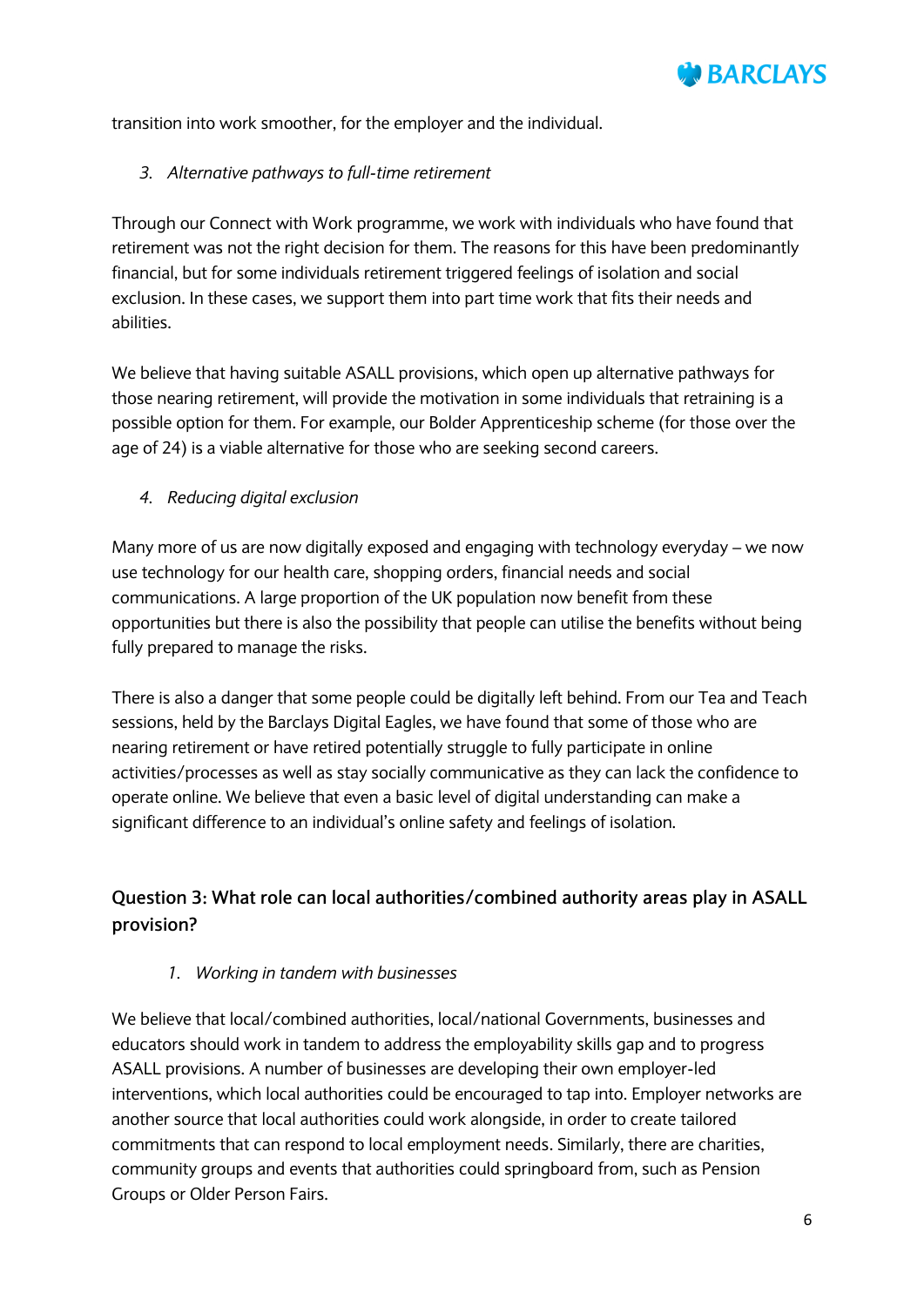transition into work smoother, for the employer and the individual.

*3. Alternative pathways to full-time retirement*

Through our Connect with Work programme, we work with individuals who have found that retirement was not the right decision for them. The reasons for this have been predominantly financial, but for some individuals retirement triggered feelings of isolation and social exclusion. In these cases, we support them into part time work that fits their needs and abilities.

We believe that having suitable ASALL provisions, which open up alternative pathways for those nearing retirement, will provide the motivation in some individuals that retraining is a possible option for them. For example, our Bolder Apprenticeship scheme (for those over the age of 24) is a viable alternative for those who are seeking second careers.

*4. Reducing digital exclusion*

Many more of us are now digitally exposed and engaging with technology everyday – we now use technology for our health care, shopping orders, financial needs and social communications. A large proportion of the UK population now benefit from these opportunities but there is also the possibility that people can utilise the benefits without being fully prepared to manage the risks.

There is also a danger that some people could be digitally left behind. From our Tea and Teach sessions, held by the Barclays Digital Eagles, we have found that some of those who are nearing retirement or have retired potentially struggle to fully participate in online activities/processes as well as stay socially communicative as they can lack the confidence to operate online. We believe that even a basic level of digital understanding can make a significant difference to an individual's online safety and feelings of isolation.

## Question 3: What role can local authorities/combined authority areas play in ASALL provision?

*1. Working in tandem with businesses*

We believe that local/combined authorities, local/national Governments, businesses and educators should work in tandem to address the employability skills gap and to progress ASALL provisions. A number of businesses are developing their own employer-led interventions, which local authorities could be encouraged to tap into. Employer networks are another source that local authorities could work alongside, in order to create tailored commitments that can respond to local employment needs. Similarly, there are charities, community groups and events that authorities could springboard from, such as Pension Groups or Older Person Fairs.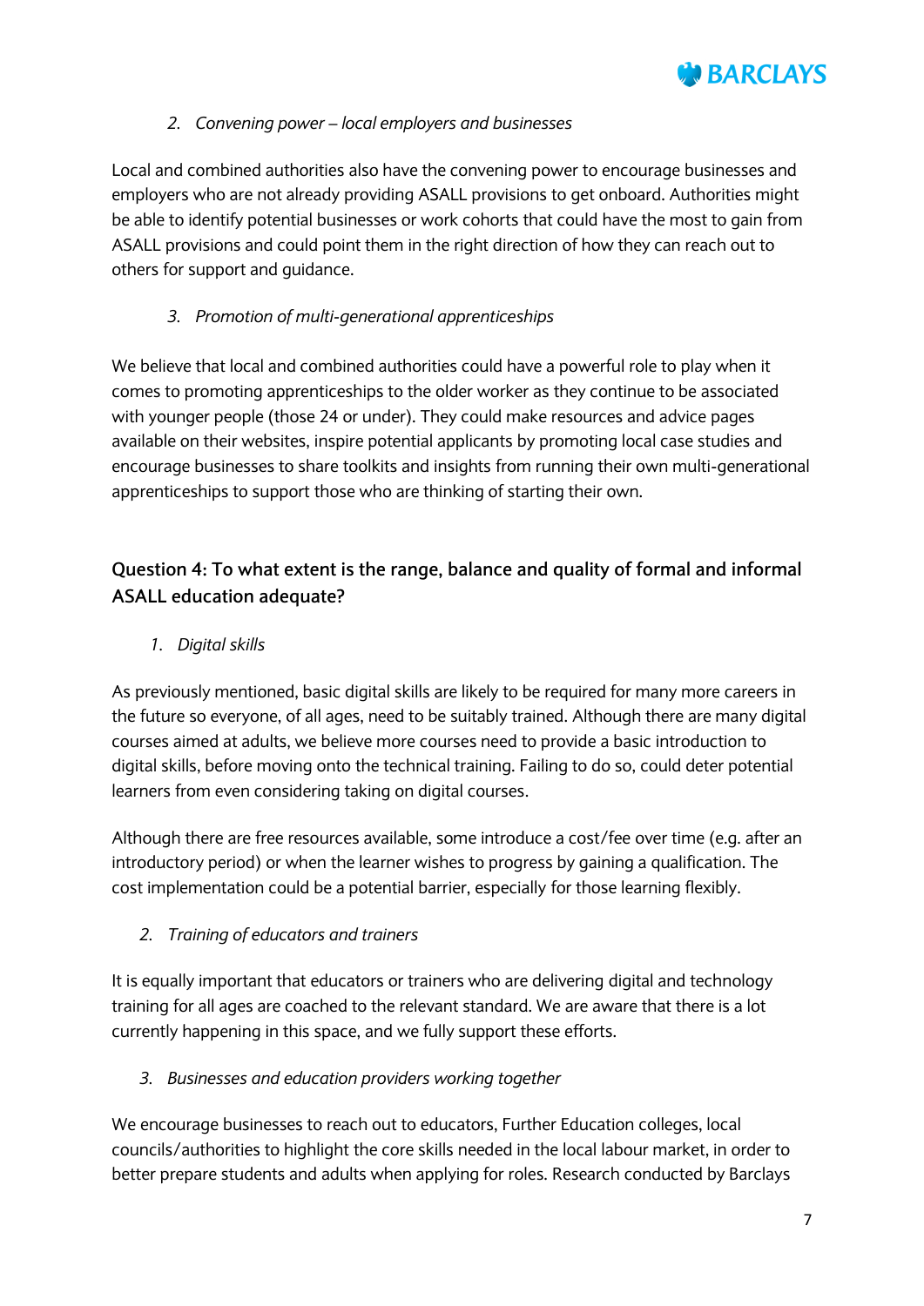*2. Convening power – local employers and businesses*

Local and combined authorities also have the convening power to encourage businesses and employers who are not already providing ASALL provisions to get onboard. Authorities might be able to identify potential businesses or work cohorts that could have the most to gain from ASALL provisions and could point them in the right direction of how they can reach out to others for support and guidance.

*3. Promotion of multi-generational apprenticeships*

We believe that local and combined authorities could have a powerful role to play when it comes to promoting apprenticeships to the older worker as they continue to be associated with younger people (those 24 or under). They could make resources and advice pages available on their websites, inspire potential applicants by promoting local case studies and encourage businesses to share toolkits and insights from running their own multi-generational apprenticeships to support those who are thinking of starting their own.

## Question 4: To what extent is the range, balance and quality of formal and informal ASALL education adequate?

*1. Digital skills*

As previously mentioned, basic digital skills are likely to be required for many more careers in the future so everyone, of all ages, need to be suitably trained. Although there are many digital courses aimed at adults, we believe more courses need to provide a basic introduction to digital skills, before moving onto the technical training. Failing to do so, could deter potential learners from even considering taking on digital courses.

Although there are free resources available, some introduce a cost/fee over time (e.g. after an introductory period) or when the learner wishes to progress by gaining a qualification. The cost implementation could be a potential barrier, especially for those learning flexibly.

*2. Training of educators and trainers*

It is equally important that educators or trainers who are delivering digital and technology training for all ages are coached to the relevant standard. We are aware that there is a lot currently happening in this space, and we fully support these efforts.

*3. Businesses and education providers working together*

We encourage businesses to reach out to educators, Further Education colleges, local councils/authorities to highlight the core skills needed in the local labour market, in order to better prepare students and adults when applying for roles. Research conducted by Barclays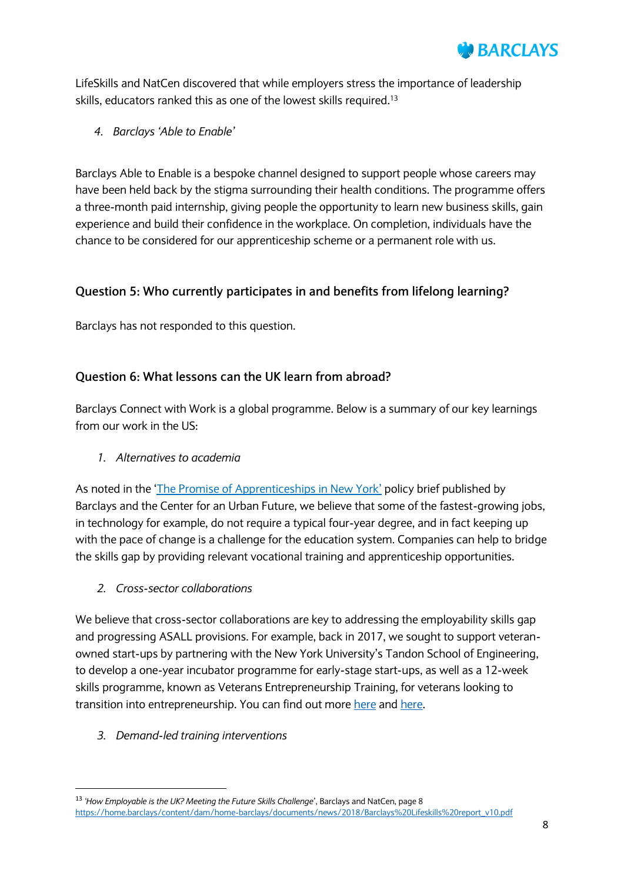LifeSkills and NatCen discovered that while employers stress the importance of leadership skills, educators ranked this as one of the lowest skills required.[13]

4. *Barclays 'Able to Enable'*

Barclays Able to Enable is a bespoke channel designed to support people whose careers may have been held back by the stigma surrounding their health conditions. The programme offers a three-month paid internship, giving people the opportunity to learn new business skills, gain experience and build their confidence in the workplace. On completion, individuals have the chance to be considered for our apprenticeship scheme or a permanent role with us.

## Question 5: Who currently participates in and benefits from lifelong learning?

Barclays has not responded to this question.

## Question 6: What lessons can the UK learn from abroad?

Barclays Connect with Work is a global programme. Below is a summary of our key learnings from our work in the US:

1. *Alternatives to academia*

As noted in the 'The Promise of Apprenticeships in New York' policy brief published by Barclays and the Center for an Urban Future, we believe that some of the fastest-growing jobs, in technology for example, do not require a typical four-year degree, and in fact keeping up with the pace of change is a challenge for the education system. Companies can help to bridge the skills gap by providing relevant vocational training and apprenticeship opportunities.

2. *Cross-sector collaborations*

We believe that cross-sector collaborations are key to addressing the employability skills gap and progressing ASALL provisions. For example, back in 2017, we sought to support veteran-owned start-ups by partnering with the New York University's Tandon School of Engineering, to develop a one-year incubator programme for early-stage start-ups, as well as a 12-week skills programme, known as Veterans Entrepreneurship Training, for veterans looking to transition into entrepreneurship. You can find out more here and here.

3. *Demand-led training interventions*

---

[13] *'How Employable is the UK? Meeting the Future Skills Challenge'*, Barclays and NatCen, page 8 https://home.barclays/content/dam/home-barclays/documents/news/2018/Barclays%20Lifeskills%20report_v10.pdf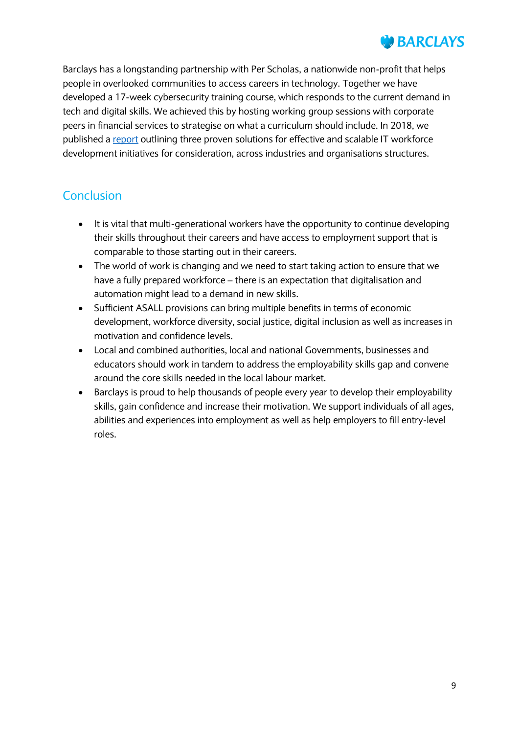Barclays has a longstanding partnership with Per Scholas, a nationwide non-profit that helps people in overlooked communities to access careers in technology. Together we have developed a 17-week cybersecurity training course, which responds to the current demand in tech and digital skills. We achieved this by hosting working group sessions with corporate peers in financial services to strategise on what a curriculum should include. In 2018, we published a report outlining three proven solutions for effective and scalable IT workforce development initiatives for consideration, across industries and organisations structures.

## Conclusion

- It is vital that multi-generational workers have the opportunity to continue developing their skills throughout their careers and have access to employment support that is comparable to those starting out in their careers.
- The world of work is changing and we need to start taking action to ensure that we have a fully prepared workforce – there is an expectation that digitalisation and automation might lead to a demand in new skills.
- Sufficient ASALL provisions can bring multiple benefits in terms of economic development, workforce diversity, social justice, digital inclusion as well as increases in motivation and confidence levels.
- Local and combined authorities, local and national Governments, businesses and educators should work in tandem to address the employability skills gap and convene around the core skills needed in the local labour market.
- Barclays is proud to help thousands of people every year to develop their employability skills, gain confidence and increase their motivation. We support individuals of all ages, abilities and experiences into employment as well as help employers to fill entry-level roles.